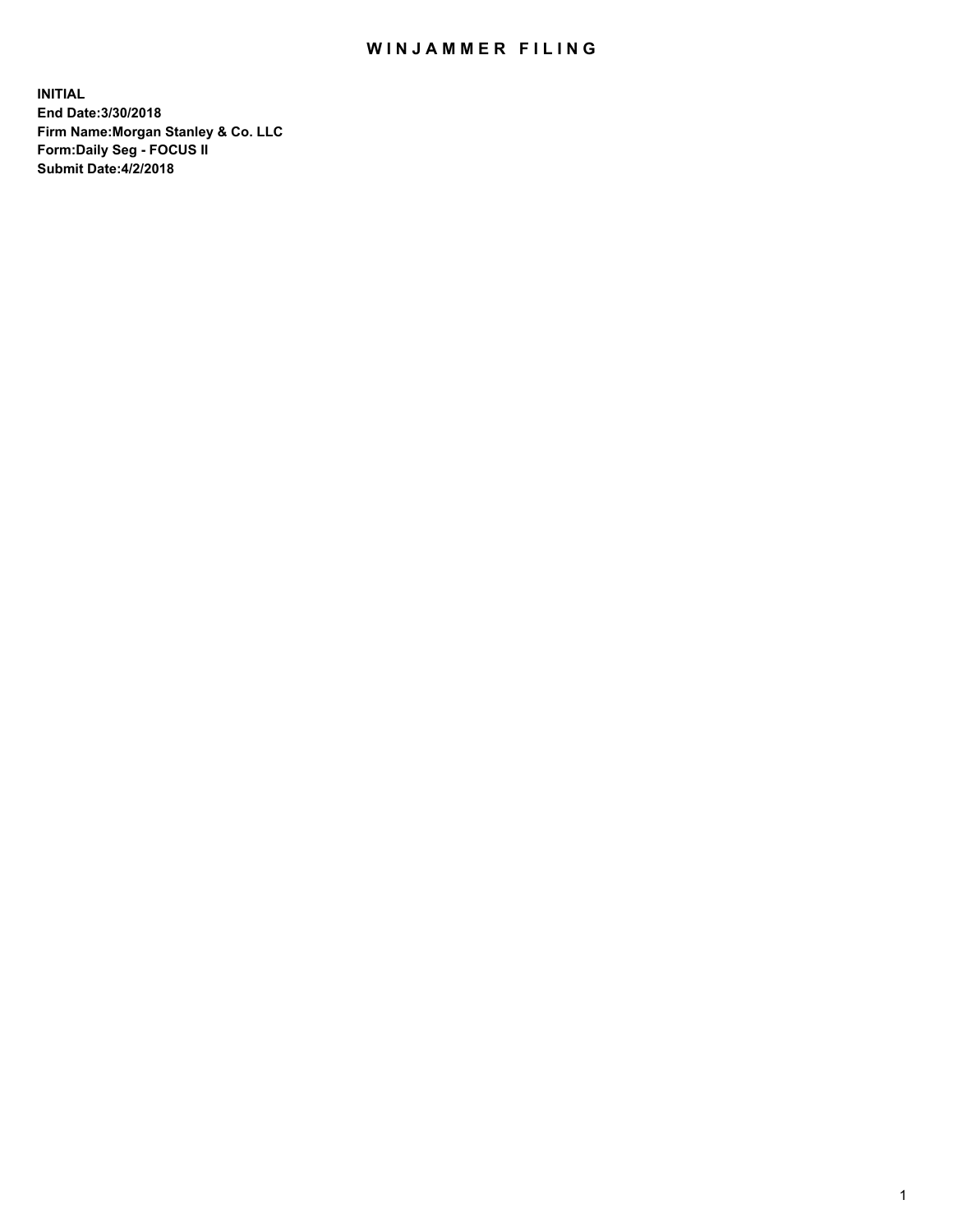# WINJAMMER FILING

**INITIAL**
**End Date:3/30/2018**
**Firm Name:Morgan Stanley & Co. LLC**
**Form:Daily Seg - FOCUS II**
**Submit Date:4/2/2018**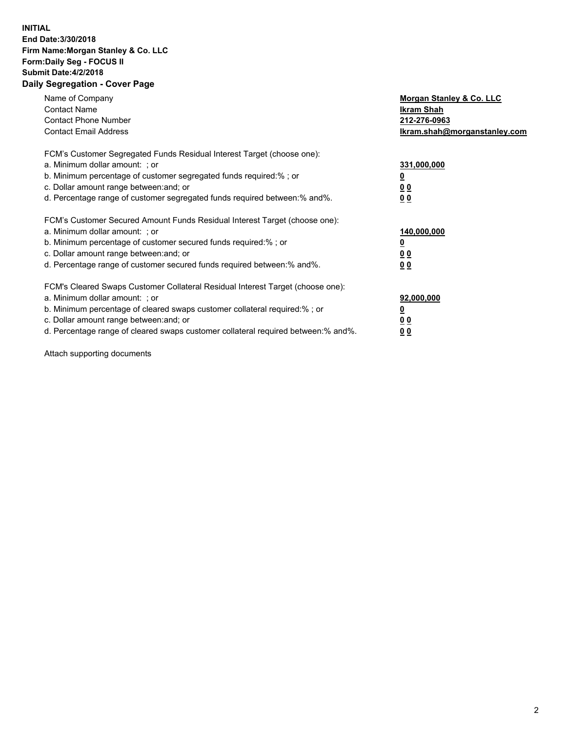**INITIAL**
**End Date:3/30/2018**
**Firm Name:Morgan Stanley & Co. LLC**
**Form:Daily Seg - FOCUS II**
**Submit Date:4/2/2018**

## Daily Segregation - Cover Page

| | |
|---|---|
| Name of Company | **Morgan Stanley & Co. LLC** |
| Contact Name | **Ikram Shah** |
| Contact Phone Number | **212-276-0963** |
| Contact Email Address | **Ikram.shah@morganstanley.com** |

| | |
|---|---|
| FCM's Customer Segregated Funds Residual Interest Target (choose one): | |
| a. Minimum dollar amount: ; or | **331,000,000** |
| b. Minimum percentage of customer segregated funds required:% ; or | **0** |
| c. Dollar amount range between:and; or | **0 0** |
| d. Percentage range of customer segregated funds required between:% and%. | **0 0** |

| | |
|---|---|
| FCM's Customer Secured Amount Funds Residual Interest Target (choose one): | |
| a. Minimum dollar amount: ; or | **140,000,000** |
| b. Minimum percentage of customer secured funds required:% ; or | **0** |
| c. Dollar amount range between:and; or | **0 0** |
| d. Percentage range of customer secured funds required between:% and%. | **0 0** |

| | |
|---|---|
| FCM's Cleared Swaps Customer Collateral Residual Interest Target (choose one): | |
| a. Minimum dollar amount: ; or | **92,000,000** |
| b. Minimum percentage of cleared swaps customer collateral required:% ; or | **0** |
| c. Dollar amount range between:and; or | **0 0** |
| d. Percentage range of cleared swaps customer collateral required between:% and%. | **0 0** |

Attach supporting documents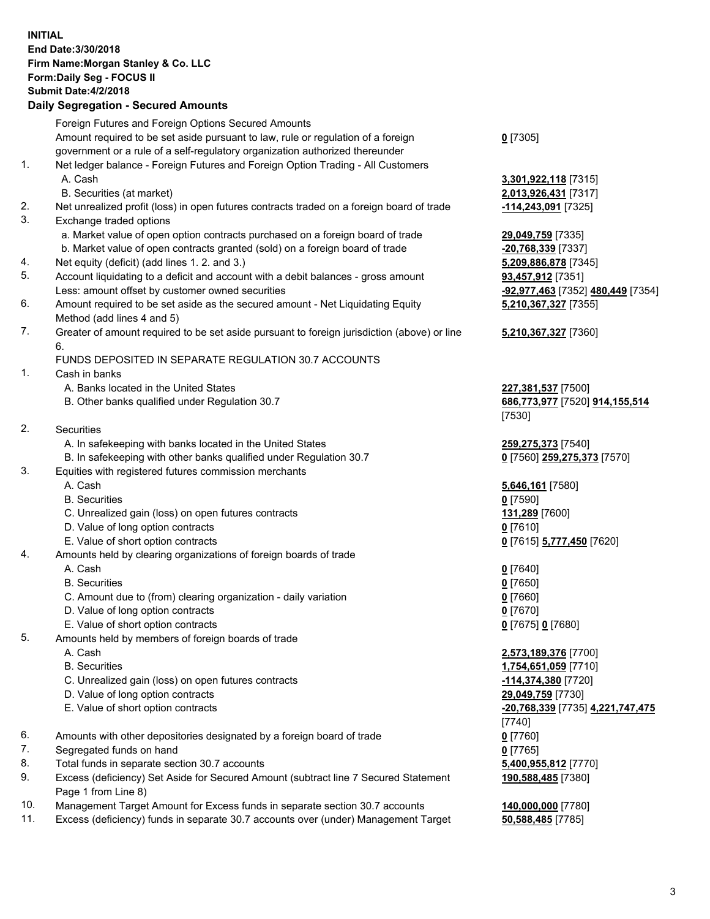**INITIAL**
**End Date:3/30/2018**
**Firm Name:Morgan Stanley & Co. LLC**
**Form:Daily Seg - FOCUS II**
**Submit Date:4/2/2018**

## Daily Segregation - Secured Amounts

| | | |
|---|---|---|
| | Foreign Futures and Foreign Options Secured Amounts | |
| | Amount required to be set aside pursuant to law, rule or regulation of a foreign government or a rule of a self-regulatory organization authorized thereunder | **0** [7305] |
| 1. | Net ledger balance - Foreign Futures and Foreign Option Trading - All Customers | |
| | A. Cash | **3,301,922,118** [7315] |
| | B. Securities (at market) | **2,013,926,431** [7317] |
| 2. | Net unrealized profit (loss) in open futures contracts traded on a foreign board of trade | **-114,243,091** [7325] |
| 3. | Exchange traded options | |
| | a. Market value of open option contracts purchased on a foreign board of trade | **29,049,759** [7335] |
| | b. Market value of open contracts granted (sold) on a foreign board of trade | **-20,768,339** [7337] |
| 4. | Net equity (deficit) (add lines 1. 2. and 3.) | **5,209,886,878** [7345] |
| 5. | Account liquidating to a deficit and account with a debit balances - gross amount | **93,457,912** [7351] |
| | Less: amount offset by customer owned securities | **-92,977,463** [7352] **480,449** [7354] |
| 6. | Amount required to be set aside as the secured amount - Net Liquidating Equity Method (add lines 4 and 5) | **5,210,367,327** [7355] |
| 7. | Greater of amount required to be set aside pursuant to foreign jurisdiction (above) or line 6. | **5,210,367,327** [7360] |
| | FUNDS DEPOSITED IN SEPARATE REGULATION 30.7 ACCOUNTS | |
| 1. | Cash in banks | |
| | A. Banks located in the United States | **227,381,537** [7500] |
| | B. Other banks qualified under Regulation 30.7 | **686,773,977** [7520] **914,155,514** [7530] |
| 2. | Securities | |
| | A. In safekeeping with banks located in the United States | **259,275,373** [7540] |
| | B. In safekeeping with other banks qualified under Regulation 30.7 | **0** [7560] **259,275,373** [7570] |
| 3. | Equities with registered futures commission merchants | |
| | A. Cash | **5,646,161** [7580] |
| | B. Securities | **0** [7590] |
| | C. Unrealized gain (loss) on open futures contracts | **131,289** [7600] |
| | D. Value of long option contracts | **0** [7610] |
| | E. Value of short option contracts | **0** [7615] **5,777,450** [7620] |
| 4. | Amounts held by clearing organizations of foreign boards of trade | |
| | A. Cash | **0** [7640] |
| | B. Securities | **0** [7650] |
| | C. Amount due to (from) clearing organization - daily variation | **0** [7660] |
| | D. Value of long option contracts | **0** [7670] |
| | E. Value of short option contracts | **0** [7675] **0** [7680] |
| 5. | Amounts held by members of foreign boards of trade | |
| | A. Cash | **2,573,189,376** [7700] |
| | B. Securities | **1,754,651,059** [7710] |
| | C. Unrealized gain (loss) on open futures contracts | **-114,374,380** [7720] |
| | D. Value of long option contracts | **29,049,759** [7730] |
| | E. Value of short option contracts | **-20,768,339** [7735] **4,221,747,475** [7740] |
| 6. | Amounts with other depositories designated by a foreign board of trade | **0** [7760] |
| 7. | Segregated funds on hand | **0** [7765] |
| 8. | Total funds in separate section 30.7 accounts | **5,400,955,812** [7770] |
| 9. | Excess (deficiency) Set Aside for Secured Amount (subtract line 7 Secured Statement Page 1 from Line 8) | **190,588,485** [7380] |
| 10. | Management Target Amount for Excess funds in separate section 30.7 accounts | **140,000,000** [7780] |
| 11. | Excess (deficiency) funds in separate 30.7 accounts over (under) Management Target | **50,588,485** [7785] |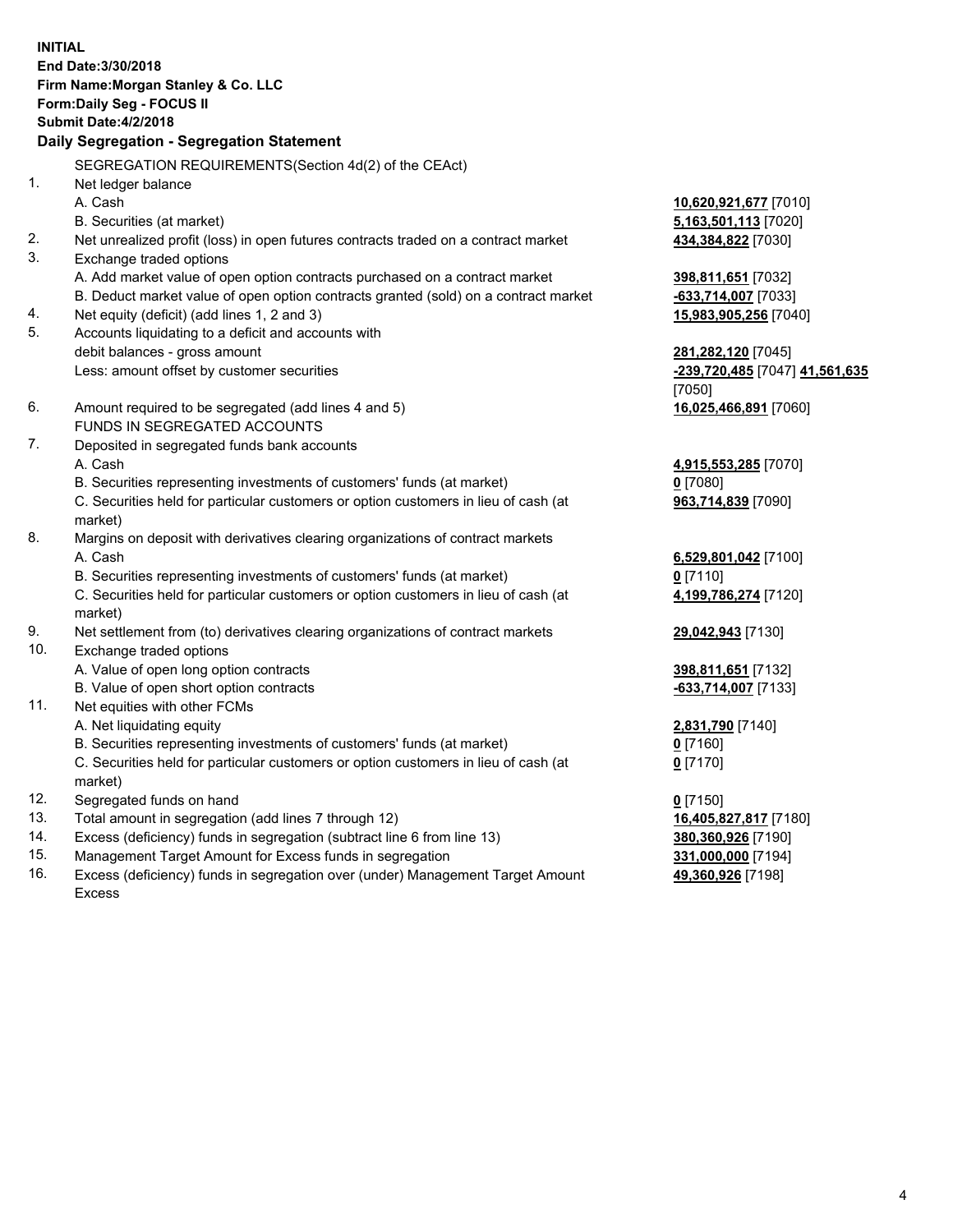**INITIAL**
**End Date:3/30/2018**
**Firm Name:Morgan Stanley & Co. LLC**
**Form:Daily Seg - FOCUS II**
**Submit Date:4/2/2018**

## Daily Segregation - Segregation Statement

SEGREGATION REQUIREMENTS(Section 4d(2) of the CEAct)

| | | |
|---|---|---|
| 1. | Net ledger balance | |
| | A. Cash | **10,620,921,677** [7010] |
| | B. Securities (at market) | **5,163,501,113** [7020] |
| 2. | Net unrealized profit (loss) in open futures contracts traded on a contract market | **434,384,822** [7030] |
| 3. | Exchange traded options | |
| | A. Add market value of open option contracts purchased on a contract market | **398,811,651** [7032] |
| | B. Deduct market value of open option contracts granted (sold) on a contract market | **-633,714,007** [7033] |
| 4. | Net equity (deficit) (add lines 1, 2 and 3) | **15,983,905,256** [7040] |
| 5. | Accounts liquidating to a deficit and accounts with debit balances - gross amount | **281,282,120** [7045] |
| | Less: amount offset by customer securities | **-239,720,485** [7047] **41,561,635** [7050] |
| 6. | Amount required to be segregated (add lines 4 and 5) | **16,025,466,891** [7060] |
| | FUNDS IN SEGREGATED ACCOUNTS | |
| 7. | Deposited in segregated funds bank accounts | |
| | A. Cash | **4,915,553,285** [7070] |
| | B. Securities representing investments of customers' funds (at market) | **0** [7080] |
| | C. Securities held for particular customers or option customers in lieu of cash (at market) | **963,714,839** [7090] |
| 8. | Margins on deposit with derivatives clearing organizations of contract markets | |
| | A. Cash | **6,529,801,042** [7100] |
| | B. Securities representing investments of customers' funds (at market) | **0** [7110] |
| | C. Securities held for particular customers or option customers in lieu of cash (at market) | **4,199,786,274** [7120] |
| 9. | Net settlement from (to) derivatives clearing organizations of contract markets | **29,042,943** [7130] |
| 10. | Exchange traded options | |
| | A. Value of open long option contracts | **398,811,651** [7132] |
| | B. Value of open short option contracts | **-633,714,007** [7133] |
| 11. | Net equities with other FCMs | |
| | A. Net liquidating equity | **2,831,790** [7140] |
| | B. Securities representing investments of customers' funds (at market) | **0** [7160] |
| | C. Securities held for particular customers or option customers in lieu of cash (at market) | **0** [7170] |
| 12. | Segregated funds on hand | **0** [7150] |
| 13. | Total amount in segregation (add lines 7 through 12) | **16,405,827,817** [7180] |
| 14. | Excess (deficiency) funds in segregation (subtract line 6 from line 13) | **380,360,926** [7190] |
| 15. | Management Target Amount for Excess funds in segregation | **331,000,000** [7194] |
| 16. | Excess (deficiency) funds in segregation over (under) Management Target Amount Excess | **49,360,926** [7198] |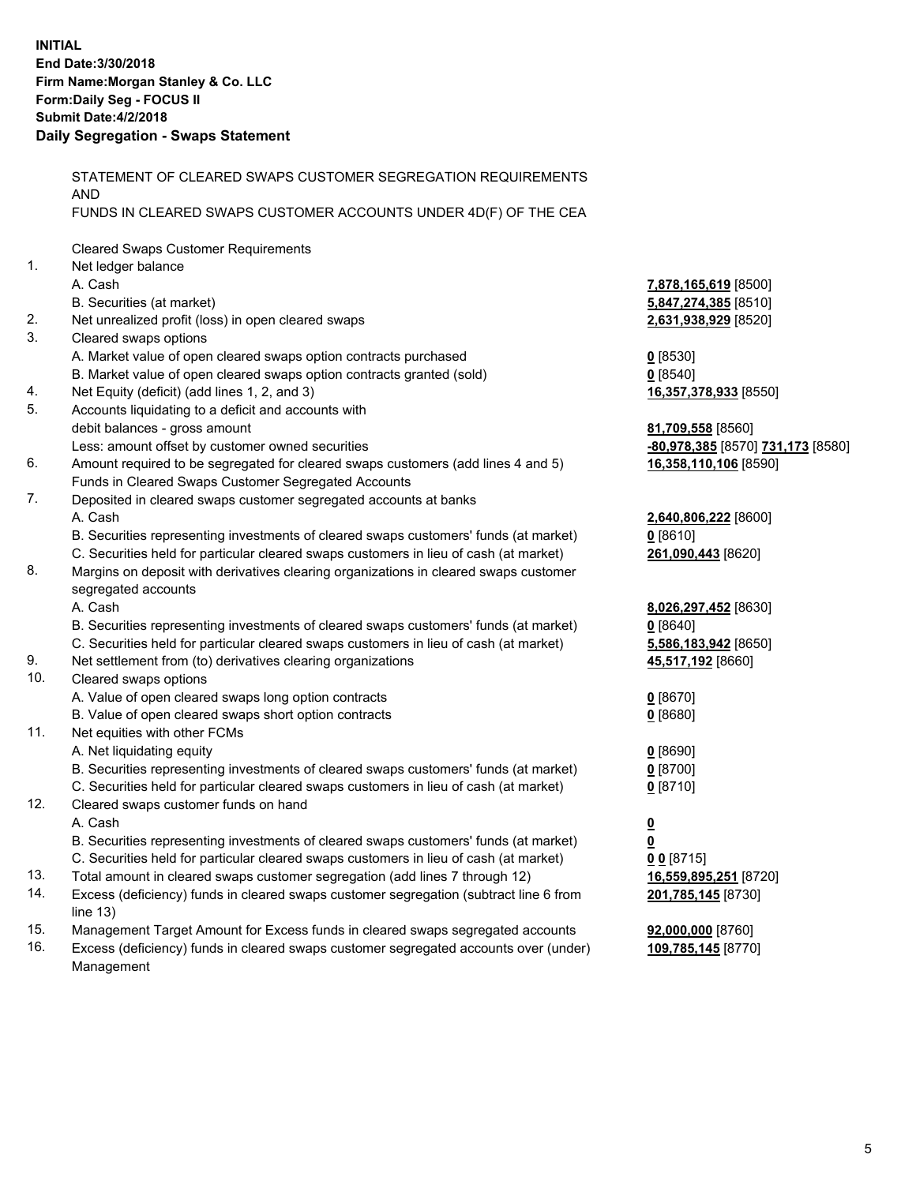**INITIAL**
**End Date:3/30/2018**
**Firm Name:Morgan Stanley & Co. LLC**
**Form:Daily Seg - FOCUS II**
**Submit Date:4/2/2018**
**Daily Segregation - Swaps Statement**

STATEMENT OF CLEARED SWAPS CUSTOMER SEGREGATION REQUIREMENTS AND FUNDS IN CLEARED SWAPS CUSTOMER ACCOUNTS UNDER 4D(F) OF THE CEA

| | | |
|---|---|---|
| | Cleared Swaps Customer Requirements | |
| 1. | Net ledger balance | |
| | A. Cash | **7,878,165,619** [8500] |
| | B. Securities (at market) | **5,847,274,385** [8510] |
| 2. | Net unrealized profit (loss) in open cleared swaps | **2,631,938,929** [8520] |
| 3. | Cleared swaps options | |
| | A. Market value of open cleared swaps option contracts purchased | **0** [8530] |
| | B. Market value of open cleared swaps option contracts granted (sold) | **0** [8540] |
| 4. | Net Equity (deficit) (add lines 1, 2, and 3) | **16,357,378,933** [8550] |
| 5. | Accounts liquidating to a deficit and accounts with debit balances - gross amount | **81,709,558** [8560] |
| | Less: amount offset by customer owned securities | **-80,978,385** [8570] **731,173** [8580] |
| 6. | Amount required to be segregated for cleared swaps customers (add lines 4 and 5) | **16,358,110,106** [8590] |
| | Funds in Cleared Swaps Customer Segregated Accounts | |
| 7. | Deposited in cleared swaps customer segregated accounts at banks | |
| | A. Cash | **2,640,806,222** [8600] |
| | B. Securities representing investments of cleared swaps customers' funds (at market) | **0** [8610] |
| | C. Securities held for particular cleared swaps customers in lieu of cash (at market) | **261,090,443** [8620] |
| 8. | Margins on deposit with derivatives clearing organizations in cleared swaps customer segregated accounts | |
| | A. Cash | **8,026,297,452** [8630] |
| | B. Securities representing investments of cleared swaps customers' funds (at market) | **0** [8640] |
| | C. Securities held for particular cleared swaps customers in lieu of cash (at market) | **5,586,183,942** [8650] |
| 9. | Net settlement from (to) derivatives clearing organizations | **45,517,192** [8660] |
| 10. | Cleared swaps options | |
| | A. Value of open cleared swaps long option contracts | **0** [8670] |
| | B. Value of open cleared swaps short option contracts | **0** [8680] |
| 11. | Net equities with other FCMs | |
| | A. Net liquidating equity | **0** [8690] |
| | B. Securities representing investments of cleared swaps customers' funds (at market) | **0** [8700] |
| | C. Securities held for particular cleared swaps customers in lieu of cash (at market) | **0** [8710] |
| 12. | Cleared swaps customer funds on hand | |
| | A. Cash | **0** |
| | B. Securities representing investments of cleared swaps customers' funds (at market) | **0** |
| | C. Securities held for particular cleared swaps customers in lieu of cash (at market) | **0** **0** [8715] |
| 13. | Total amount in cleared swaps customer segregation (add lines 7 through 12) | **16,559,895,251** [8720] |
| 14. | Excess (deficiency) funds in cleared swaps customer segregation (subtract line 6 from line 13) | **201,785,145** [8730] |
| 15. | Management Target Amount for Excess funds in cleared swaps segregated accounts | **92,000,000** [8760] |
| 16. | Excess (deficiency) funds in cleared swaps customer segregated accounts over (under) Management | **109,785,145** [8770] |